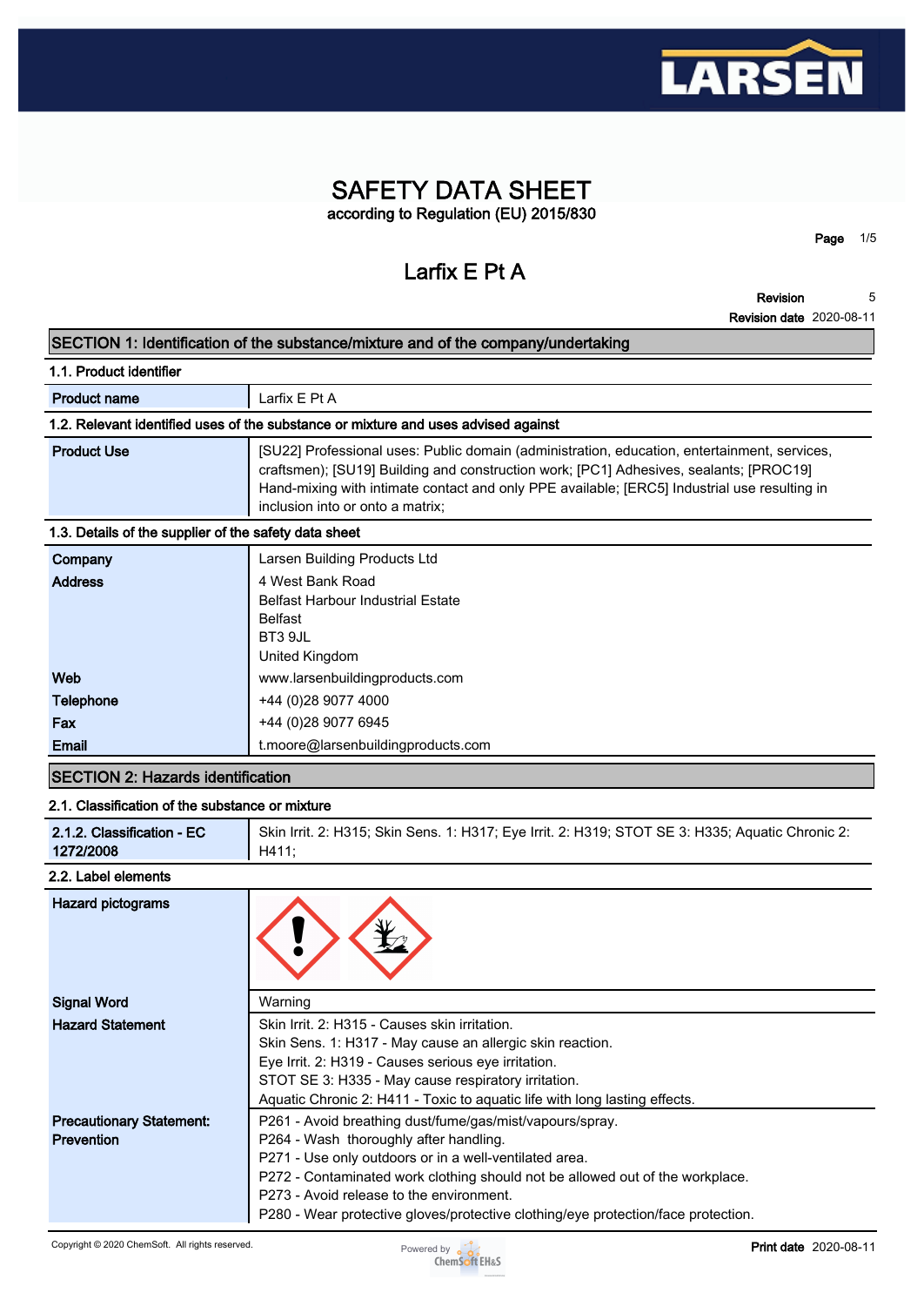# SAFETY DATA SHEET

**according to Regulation (EU) 2015/830**

## Larfix E Pt A

**Revision** 5

**Revision date** 2020-08-11

## SECTION 1: Identification of the substance/mixture and of the company/undertaking

### 1.1. Product identifier

| | |
|---|---|
| **Product name** | Larfix E Pt A |

### 1.2. Relevant identified uses of the substance or mixture and uses advised against

| | |
|---|---|
| **Product Use** | [SU22] Professional uses: Public domain (administration, education, entertainment, services, craftsmen); [SU19] Building and construction work; [PC1] Adhesives, sealants; [PROC19] Hand-mixing with intimate contact and only PPE available; [ERC5] Industrial use resulting in inclusion into or onto a matrix; |

### 1.3. Details of the supplier of the safety data sheet

| | |
|---|---|
| **Company** | Larsen Building Products Ltd |
| **Address** | 4 West Bank Road<br>Belfast Harbour Industrial Estate<br>Belfast<br>BT3 9JL<br>United Kingdom |
| **Web** | www.larsenbuildingproducts.com |
| **Telephone** | +44 (0)28 9077 4000 |
| **Fax** | +44 (0)28 9077 6945 |
| **Email** | t.moore@larsenbuildingproducts.com |

## SECTION 2: Hazards identification

### 2.1. Classification of the substance or mixture

| | |
|---|---|
| **2.1.2. Classification - EC 1272/2008** | Skin Irrit. 2: H315; Skin Sens. 1: H317; Eye Irrit. 2: H319; STOT SE 3: H335; Aquatic Chronic 2: H411; |

### 2.2. Label elements

| | |
|---|---|
| **Hazard pictograms** | |
| **Signal Word** | Warning |
| **Hazard Statement** | Skin Irrit. 2: H315 - Causes skin irritation.<br>Skin Sens. 1: H317 - May cause an allergic skin reaction.<br>Eye Irrit. 2: H319 - Causes serious eye irritation.<br>STOT SE 3: H335 - May cause respiratory irritation.<br>Aquatic Chronic 2: H411 - Toxic to aquatic life with long lasting effects. |
| **Precautionary Statement: Prevention** | P261 - Avoid breathing dust/fume/gas/mist/vapours/spray.<br>P264 - Wash thoroughly after handling.<br>P271 - Use only outdoors or in a well-ventilated area.<br>P272 - Contaminated work clothing should not be allowed out of the workplace.<br>P273 - Avoid release to the environment.<br>P280 - Wear protective gloves/protective clothing/eye protection/face protection. |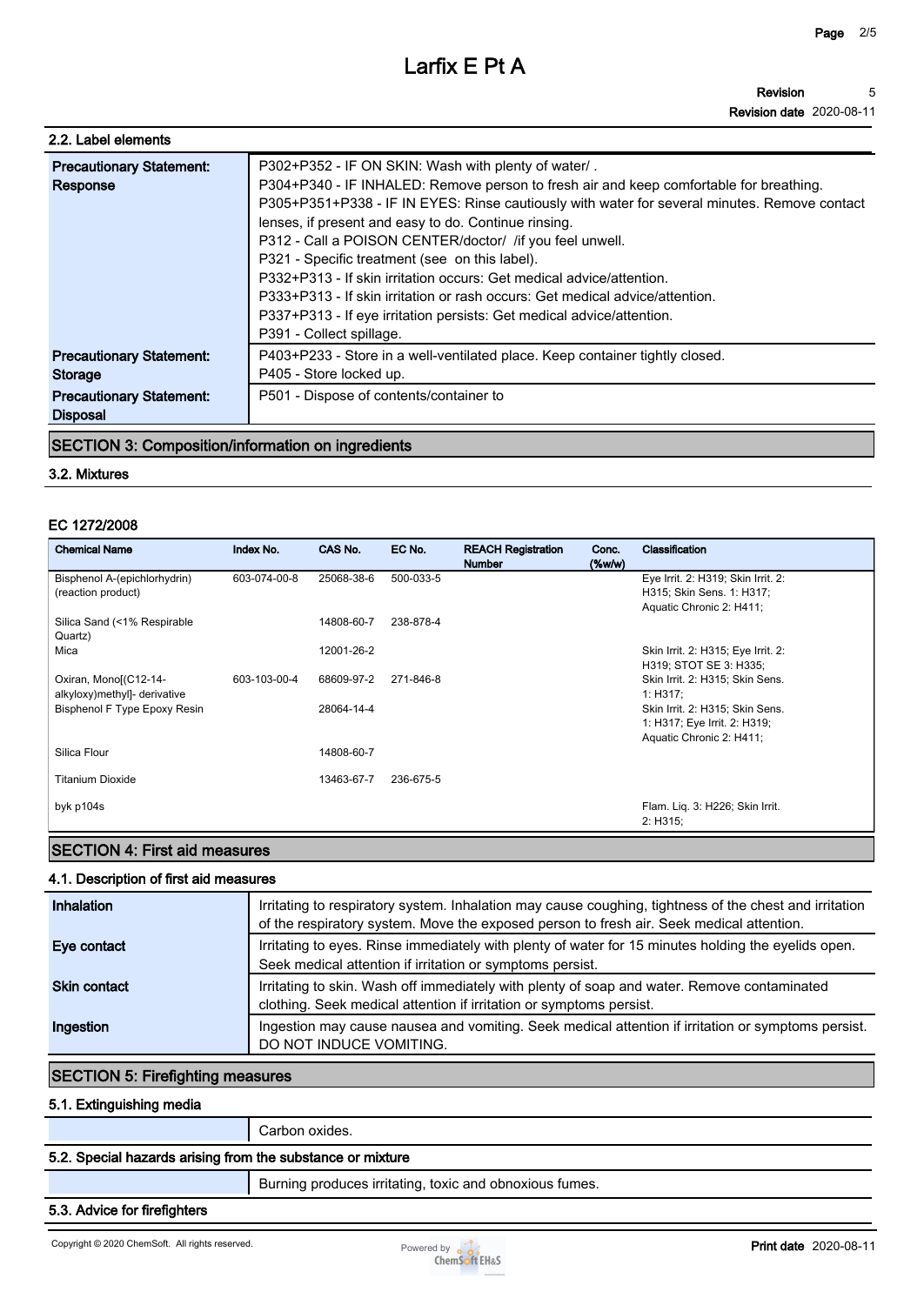## 2.2. Label elements

| | |
|---|---|
| **Precautionary Statement: Response** | P302+P352 - IF ON SKIN: Wash with plenty of water/ .<br>P304+P340 - IF INHALED: Remove person to fresh air and keep comfortable for breathing.<br>P305+P351+P338 - IF IN EYES: Rinse cautiously with water for several minutes. Remove contact lenses, if present and easy to do. Continue rinsing.<br>P312 - Call a POISON CENTER/doctor/ /if you feel unwell.<br>P321 - Specific treatment (see on this label).<br>P332+P313 - If skin irritation occurs: Get medical advice/attention.<br>P333+P313 - If skin irritation or rash occurs: Get medical advice/attention.<br>P337+P313 - If eye irritation persists: Get medical advice/attention.<br>P391 - Collect spillage. |
| **Precautionary Statement: Storage** | P403+P233 - Store in a well-ventilated place. Keep container tightly closed.<br>P405 - Store locked up. |
| **Precautionary Statement: Disposal** | P501 - Dispose of contents/container to |

## SECTION 3: Composition/information on ingredients

### 3.2. Mixtures

#### EC 1272/2008

| Chemical Name | Index No. | CAS No. | EC No. | REACH Registration Number | Conc. (%w/w) | Classification |
|---|---|---|---|---|---|---|
| Bisphenol A-(epichlorhydrin) (reaction product) | 603-074-00-8 | 25068-38-6 | 500-033-5 | | | Eye Irrit. 2: H319; Skin Irrit. 2: H315; Skin Sens. 1: H317; Aquatic Chronic 2: H411; |
| Silica Sand (<1% Respirable Quartz) | | 14808-60-7 | 238-878-4 | | | |
| Mica | | 12001-26-2 | | | | Skin Irrit. 2: H315; Eye Irrit. 2: H319; STOT SE 3: H335; |
| Oxiran, Mono[(C12-14-alkyloxy)methyl]- derivative | 603-103-00-4 | 68609-97-2 | 271-846-8 | | | Skin Irrit. 2: H315; Skin Sens. 1: H317; |
| Bisphenol F Type Epoxy Resin | | 28064-14-4 | | | | Skin Irrit. 2: H315; Skin Sens. 1: H317; Eye Irrit. 2: H319; Aquatic Chronic 2: H411; |
| Silica Flour | | 14808-60-7 | | | | |
| Titanium Dioxide | | 13463-67-7 | 236-675-5 | | | |
| byk p104s | | | | | | Flam. Liq. 3: H226; Skin Irrit. 2: H315; |

## SECTION 4: First aid measures

### 4.1. Description of first aid measures

| | |
|---|---|
| **Inhalation** | Irritating to respiratory system. Inhalation may cause coughing, tightness of the chest and irritation of the respiratory system. Move the exposed person to fresh air. Seek medical attention. |
| **Eye contact** | Irritating to eyes. Rinse immediately with plenty of water for 15 minutes holding the eyelids open. Seek medical attention if irritation or symptoms persist. |
| **Skin contact** | Irritating to skin. Wash off immediately with plenty of soap and water. Remove contaminated clothing. Seek medical attention if irritation or symptoms persist. |
| **Ingestion** | Ingestion may cause nausea and vomiting. Seek medical attention if irritation or symptoms persist. DO NOT INDUCE VOMITING. |

## SECTION 5: Firefighting measures

### 5.1. Extinguishing media

Carbon oxides.

### 5.2. Special hazards arising from the substance or mixture

Burning produces irritating, toxic and obnoxious fumes.

### 5.3. Advice for firefighters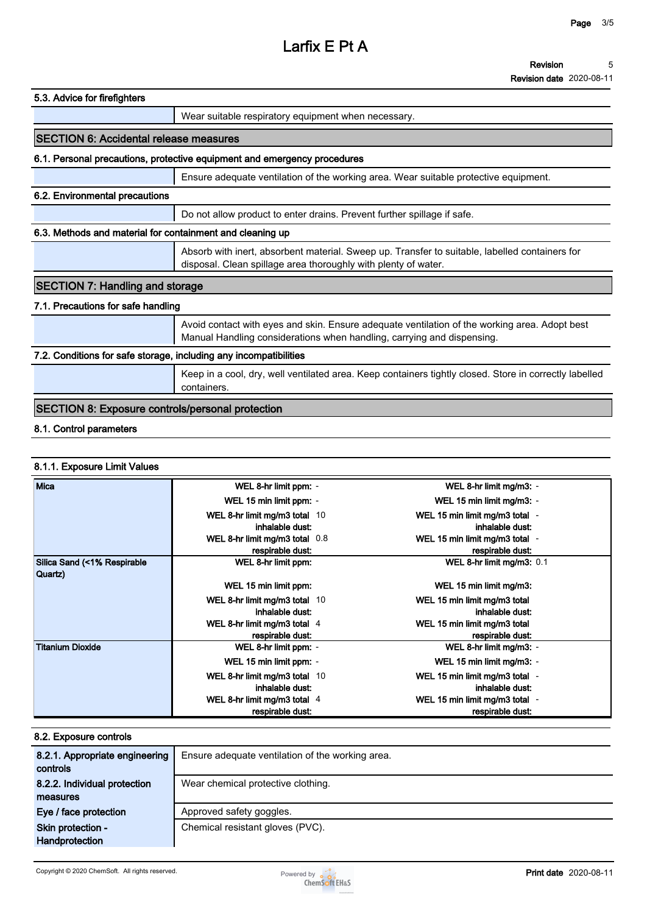### 5.3. Advice for firefighters

| | |
|---|---|
| | Wear suitable respiratory equipment when necessary. |

## SECTION 6: Accidental release measures

### 6.1. Personal precautions, protective equipment and emergency procedures

| | |
|---|---|
| | Ensure adequate ventilation of the working area. Wear suitable protective equipment. |

### 6.2. Environmental precautions

| | |
|---|---|
| | Do not allow product to enter drains. Prevent further spillage if safe. |

### 6.3. Methods and material for containment and cleaning up

| | |
|---|---|
| | Absorb with inert, absorbent material. Sweep up. Transfer to suitable, labelled containers for disposal. Clean spillage area thoroughly with plenty of water. |

## SECTION 7: Handling and storage

### 7.1. Precautions for safe handling

| | |
|---|---|
| | Avoid contact with eyes and skin. Ensure adequate ventilation of the working area. Adopt best Manual Handling considerations when handling, carrying and dispensing. |

### 7.2. Conditions for safe storage, including any incompatibilities

| | |
|---|---|
| | Keep in a cool, dry, well ventilated area. Keep containers tightly closed. Store in correctly labelled containers. |

## SECTION 8: Exposure controls/personal protection

### 8.1. Control parameters

#### 8.1.1. Exposure Limit Values

| Substance | Parameter | Value | Parameter | Value |
|---|---|---|---|---|
| Mica | WEL 8-hr limit ppm: | - | WEL 8-hr limit mg/m3: | - |
| | WEL 15 min limit ppm: | - | WEL 15 min limit mg/m3: | - |
| | WEL 8-hr limit mg/m3 total inhalable dust: | 10 | WEL 15 min limit mg/m3 total inhalable dust: | - |
| | WEL 8-hr limit mg/m3 total respirable dust: | 0.8 | WEL 15 min limit mg/m3 total respirable dust: | - |
| Silica Sand (<1% Respirable Quartz) | WEL 8-hr limit ppm: | | WEL 8-hr limit mg/m3: | 0.1 |
| | WEL 15 min limit ppm: | | WEL 15 min limit mg/m3: | |
| | WEL 8-hr limit mg/m3 total inhalable dust: | 10 | WEL 15 min limit mg/m3 total inhalable dust: | |
| | WEL 8-hr limit mg/m3 total respirable dust: | 4 | WEL 15 min limit mg/m3 total respirable dust: | |
| Titanium Dioxide | WEL 8-hr limit ppm: | - | WEL 8-hr limit mg/m3: | - |
| | WEL 15 min limit ppm: | - | WEL 15 min limit mg/m3: | - |
| | WEL 8-hr limit mg/m3 total inhalable dust: | 10 | WEL 15 min limit mg/m3 total inhalable dust: | - |
| | WEL 8-hr limit mg/m3 total respirable dust: | 4 | WEL 15 min limit mg/m3 total respirable dust: | - |

### 8.2. Exposure controls

| | |
|---|---|
| 8.2.1. Appropriate engineering controls | Ensure adequate ventilation of the working area. |
| 8.2.2. Individual protection measures | Wear chemical protective clothing. |
| Eye / face protection | Approved safety goggles. |
| Skin protection - Handprotection | Chemical resistant gloves (PVC). |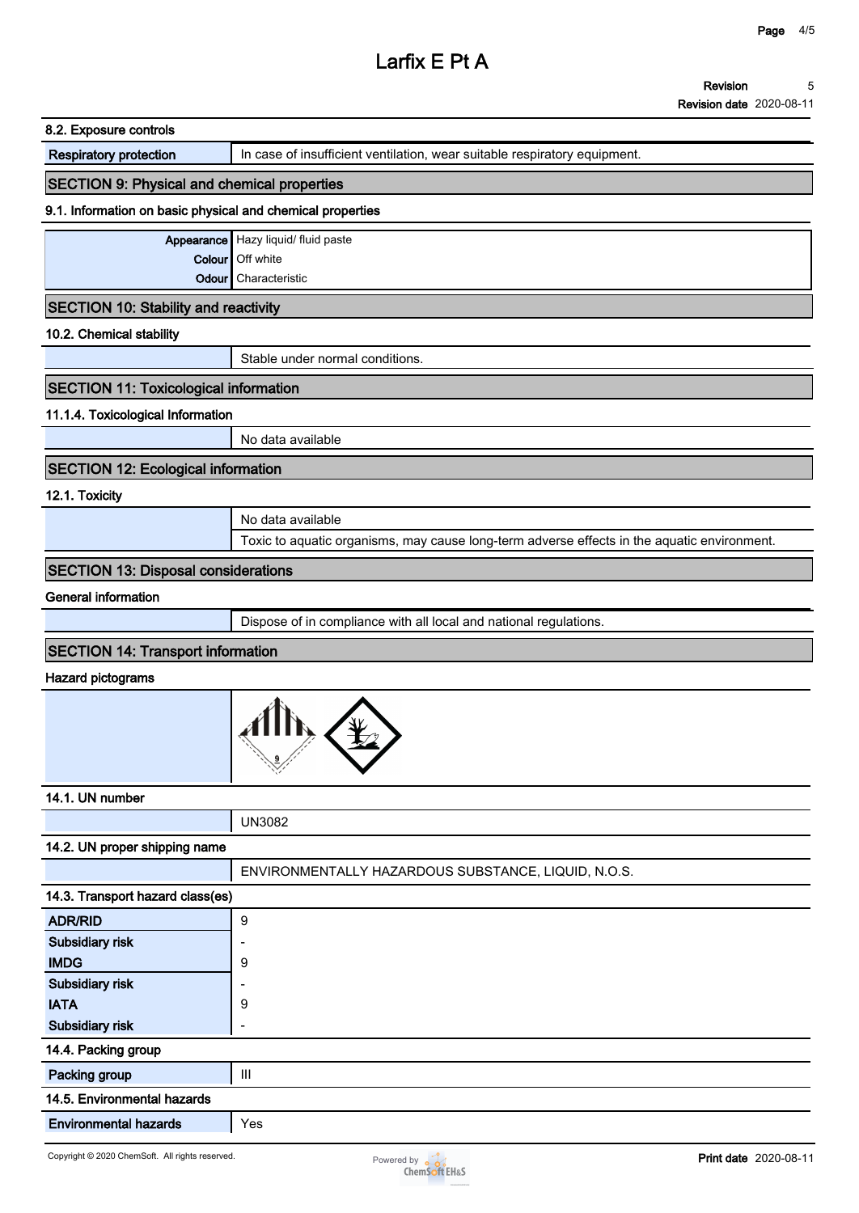### 8.2. Exposure controls

| | |
|---|---|
| **Respiratory protection** | In case of insufficient ventilation, wear suitable respiratory equipment. |

## SECTION 9: Physical and chemical properties

### 9.1. Information on basic physical and chemical properties

| | |
|---|---|
| **Appearance** | Hazy liquid/ fluid paste |
| **Colour** | Off white |
| **Odour** | Characteristic |

## SECTION 10: Stability and reactivity

### 10.2. Chemical stability

Stable under normal conditions.

## SECTION 11: Toxicological information

### 11.1.4. Toxicological Information

No data available

## SECTION 12: Ecological information

### 12.1. Toxicity

No data available

Toxic to aquatic organisms, may cause long-term adverse effects in the aquatic environment.

## SECTION 13: Disposal considerations

### General information

Dispose of in compliance with all local and national regulations.

## SECTION 14: Transport information

### Hazard pictograms

### 14.1. UN number

UN3082

### 14.2. UN proper shipping name

ENVIRONMENTALLY HAZARDOUS SUBSTANCE, LIQUID, N.O.S.

### 14.3. Transport hazard class(es)

| | |
|---|---|
| **ADR/RID** | 9 |
| **Subsidiary risk** | - |
| **IMDG** | 9 |
| **Subsidiary risk** | - |
| **IATA** | 9 |
| **Subsidiary risk** | - |

### 14.4. Packing group

| | |
|---|---|
| **Packing group** | III |

### 14.5. Environmental hazards

| | |
|---|---|
| **Environmental hazards** | Yes |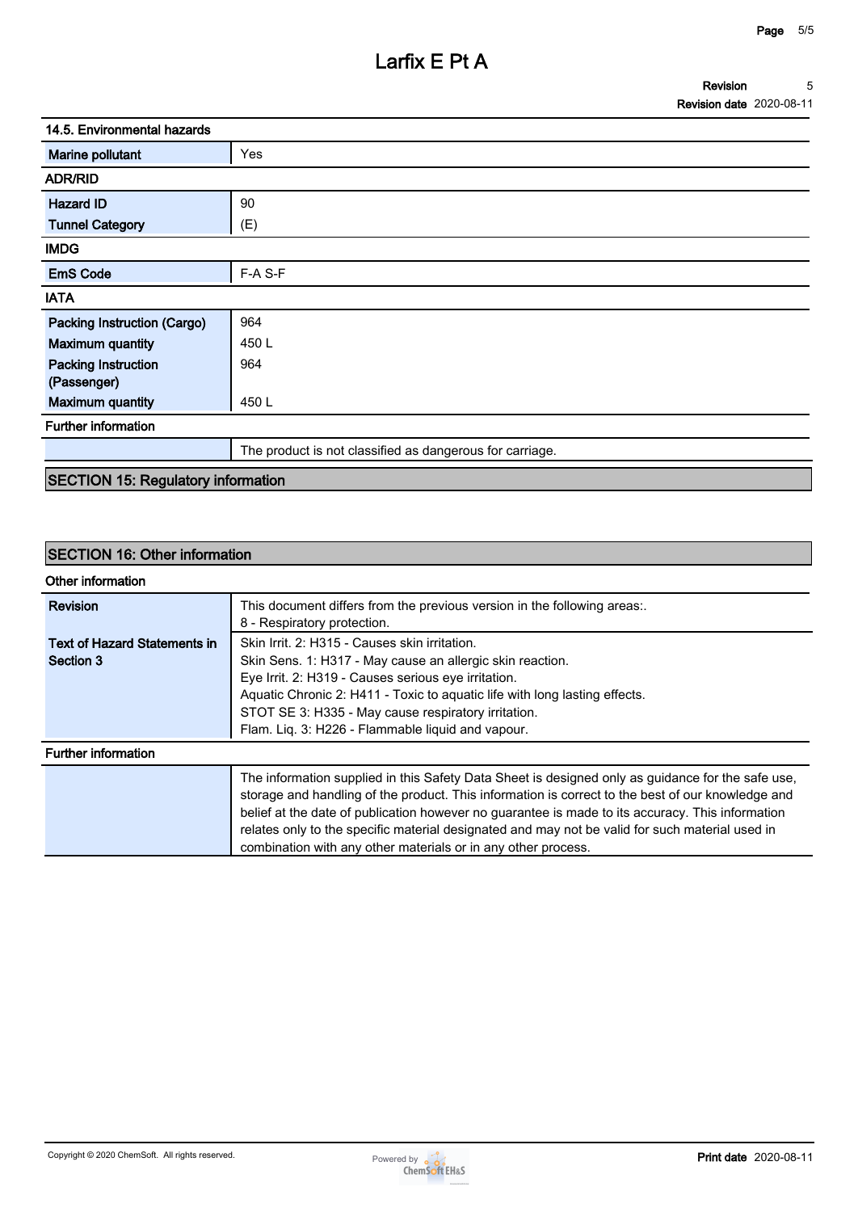### 14.5. Environmental hazards

| | |
|---|---|
| Marine pollutant | Yes |

**ADR/RID**

| | |
|---|---|
| Hazard ID | 90 |
| Tunnel Category | (E) |

**IMDG**

| | |
|---|---|
| EmS Code | F-A S-F |

**IATA**

| | |
|---|---|
| Packing Instruction (Cargo) | 964 |
| Maximum quantity | 450 L |
| Packing Instruction (Passenger) | 964 |
| Maximum quantity | 450 L |

**Further information**

| | |
|---|---|
| | The product is not classified as dangerous for carriage. |

## SECTION 15: Regulatory information

## SECTION 16: Other information

**Other information**

| | |
|---|---|
| Revision | This document differs from the previous version in the following areas:.<br>8 - Respiratory protection. |
| Text of Hazard Statements in Section 3 | Skin Irrit. 2: H315 - Causes skin irritation.<br>Skin Sens. 1: H317 - May cause an allergic skin reaction.<br>Eye Irrit. 2: H319 - Causes serious eye irritation.<br>Aquatic Chronic 2: H411 - Toxic to aquatic life with long lasting effects.<br>STOT SE 3: H335 - May cause respiratory irritation.<br>Flam. Liq. 3: H226 - Flammable liquid and vapour. |

**Further information**

| | |
|---|---|
| | The information supplied in this Safety Data Sheet is designed only as guidance for the safe use, storage and handling of the product. This information is correct to the best of our knowledge and belief at the date of publication however no guarantee is made to its accuracy. This information relates only to the specific material designated and may not be valid for such material used in combination with any other materials or in any other process. |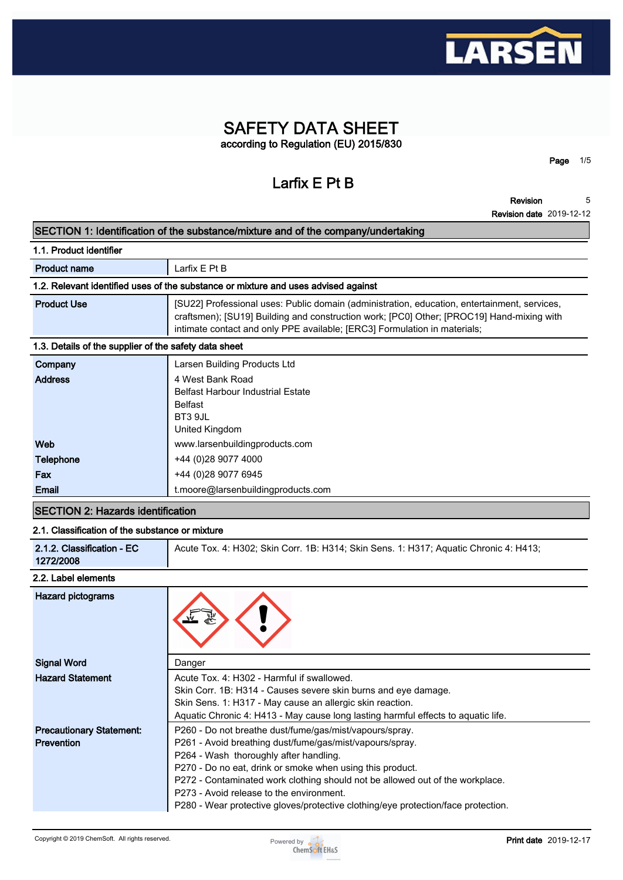# SAFETY DATA SHEET

according to Regulation (EU) 2015/830

## Larfix E Pt B

**Revision** 5

**Revision date** 2019-12-12

## SECTION 1: Identification of the substance/mixture and of the company/undertaking

### 1.1. Product identifier

| | |
|---|---|
| **Product name** | Larfix E Pt B |

### 1.2. Relevant identified uses of the substance or mixture and uses advised against

| | |
|---|---|
| **Product Use** | [SU22] Professional uses: Public domain (administration, education, entertainment, services, craftsmen); [SU19] Building and construction work; [PC0] Other; [PROC19] Hand-mixing with intimate contact and only PPE available; [ERC3] Formulation in materials; |

### 1.3. Details of the supplier of the safety data sheet

| | |
|---|---|
| **Company** | Larsen Building Products Ltd |
| **Address** | 4 West Bank Road<br>Belfast Harbour Industrial Estate<br>Belfast<br>BT3 9JL<br>United Kingdom |
| **Web** | www.larsenbuildingproducts.com |
| **Telephone** | +44 (0)28 9077 4000 |
| **Fax** | +44 (0)28 9077 6945 |
| **Email** | t.moore@larsenbuildingproducts.com |

## SECTION 2: Hazards identification

### 2.1. Classification of the substance or mixture

| | |
|---|---|
| **2.1.2. Classification - EC 1272/2008** | Acute Tox. 4: H302; Skin Corr. 1B: H314; Skin Sens. 1: H317; Aquatic Chronic 4: H413; |

### 2.2. Label elements

| | |
|---|---|
| **Hazard pictograms** | |
| **Signal Word** | Danger |
| **Hazard Statement** | Acute Tox. 4: H302 - Harmful if swallowed.<br>Skin Corr. 1B: H314 - Causes severe skin burns and eye damage.<br>Skin Sens. 1: H317 - May cause an allergic skin reaction.<br>Aquatic Chronic 4: H413 - May cause long lasting harmful effects to aquatic life. |
| **Precautionary Statement: Prevention** | P260 - Do not breathe dust/fume/gas/mist/vapours/spray.<br>P261 - Avoid breathing dust/fume/gas/mist/vapours/spray.<br>P264 - Wash thoroughly after handling.<br>P270 - Do no eat, drink or smoke when using this product.<br>P272 - Contaminated work clothing should not be allowed out of the workplace.<br>P273 - Avoid release to the environment.<br>P280 - Wear protective gloves/protective clothing/eye protection/face protection. |

Copyright © 2019 ChemSoft. All rights reserved.

**Print date** 2019-12-17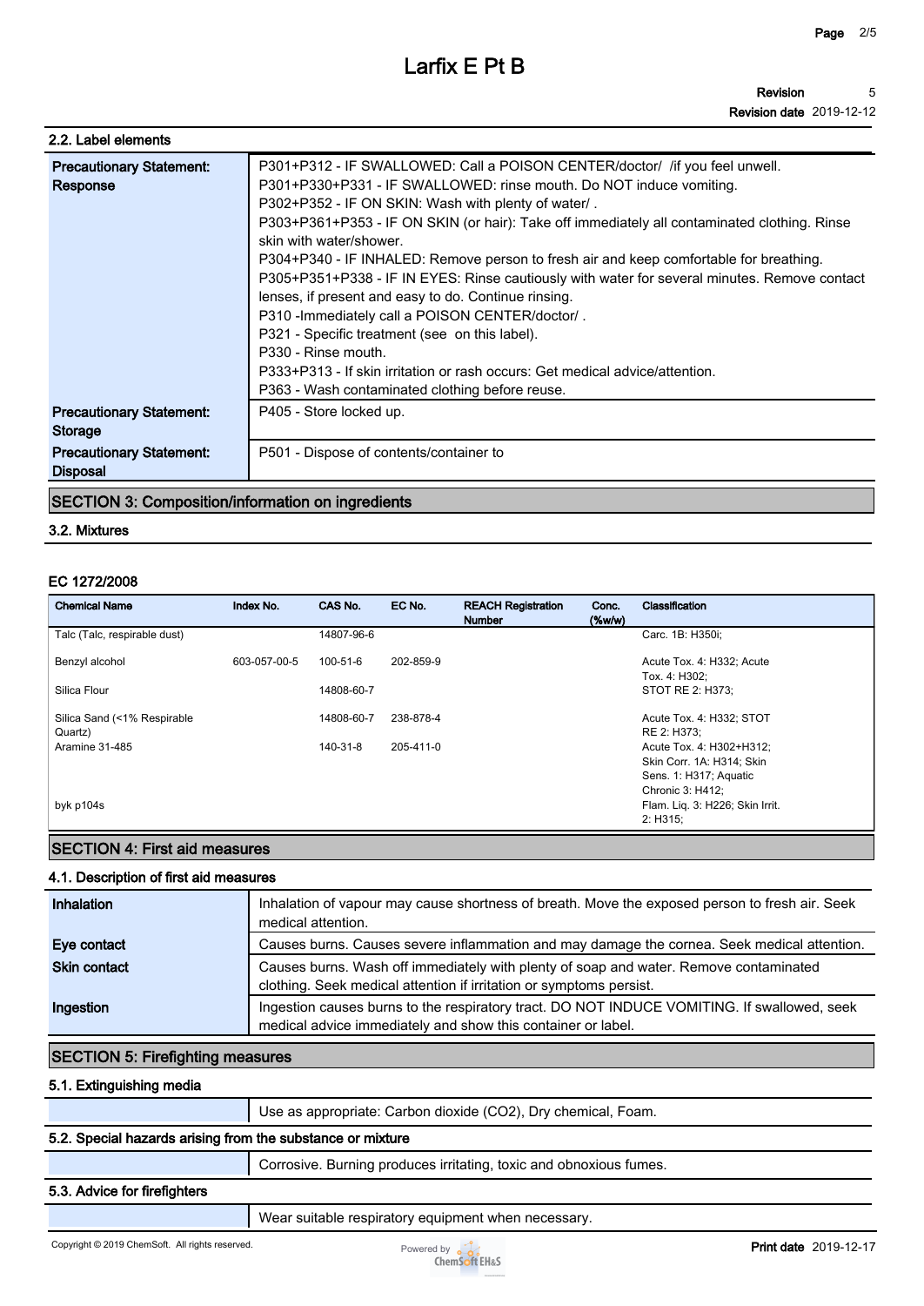### 2.2. Label elements

| | |
|---|---|
| **Precautionary Statement: Response** | P301+P312 - IF SWALLOWED: Call a POISON CENTER/doctor/ /if you feel unwell.<br>P301+P330+P331 - IF SWALLOWED: rinse mouth. Do NOT induce vomiting.<br>P302+P352 - IF ON SKIN: Wash with plenty of water/ .<br>P303+P361+P353 - IF ON SKIN (or hair): Take off immediately all contaminated clothing. Rinse skin with water/shower.<br>P304+P340 - IF INHALED: Remove person to fresh air and keep comfortable for breathing.<br>P305+P351+P338 - IF IN EYES: Rinse cautiously with water for several minutes. Remove contact lenses, if present and easy to do. Continue rinsing.<br>P310 -Immediately call a POISON CENTER/doctor/ .<br>P321 - Specific treatment (see on this label).<br>P330 - Rinse mouth.<br>P333+P313 - If skin irritation or rash occurs: Get medical advice/attention.<br>P363 - Wash contaminated clothing before reuse. |
| **Precautionary Statement: Storage** | P405 - Store locked up. |
| **Precautionary Statement: Disposal** | P501 - Dispose of contents/container to |

## SECTION 3: Composition/information on ingredients

### 3.2. Mixtures

#### EC 1272/2008

| Chemical Name | Index No. | CAS No. | EC No. | REACH Registration Number | Conc. (%w/w) | Classification |
|---|---|---|---|---|---|---|
| Talc (Talc, respirable dust) | | 14807-96-6 | | | | Carc. 1B: H350i; |
| Benzyl alcohol | 603-057-00-5 | 100-51-6 | 202-859-9 | | | Acute Tox. 4: H332; Acute Tox. 4: H302; |
| Silica Flour | | 14808-60-7 | | | | STOT RE 2: H373; |
| Silica Sand (<1% Respirable Quartz) | | 14808-60-7 | 238-878-4 | | | Acute Tox. 4: H332; STOT RE 2: H373; |
| Aramine 31-485 | | 140-31-8 | 205-411-0 | | | Acute Tox. 4: H302+H312; Skin Corr. 1A: H314; Skin Sens. 1: H317; Aquatic Chronic 3: H412; |
| byk p104s | | | | | | Flam. Liq. 3: H226; Skin Irrit. 2: H315; |

## SECTION 4: First aid measures

### 4.1. Description of first aid measures

| | |
|---|---|
| **Inhalation** | Inhalation of vapour may cause shortness of breath. Move the exposed person to fresh air. Seek medical attention. |
| **Eye contact** | Causes burns. Causes severe inflammation and may damage the cornea. Seek medical attention. |
| **Skin contact** | Causes burns. Wash off immediately with plenty of soap and water. Remove contaminated clothing. Seek medical attention if irritation or symptoms persist. |
| **Ingestion** | Ingestion causes burns to the respiratory tract. DO NOT INDUCE VOMITING. If swallowed, seek medical advice immediately and show this container or label. |

## SECTION 5: Firefighting measures

### 5.1. Extinguishing media

Use as appropriate: Carbon dioxide (CO2), Dry chemical, Foam.

### 5.2. Special hazards arising from the substance or mixture

Corrosive. Burning produces irritating, toxic and obnoxious fumes.

### 5.3. Advice for firefighters

Wear suitable respiratory equipment when necessary.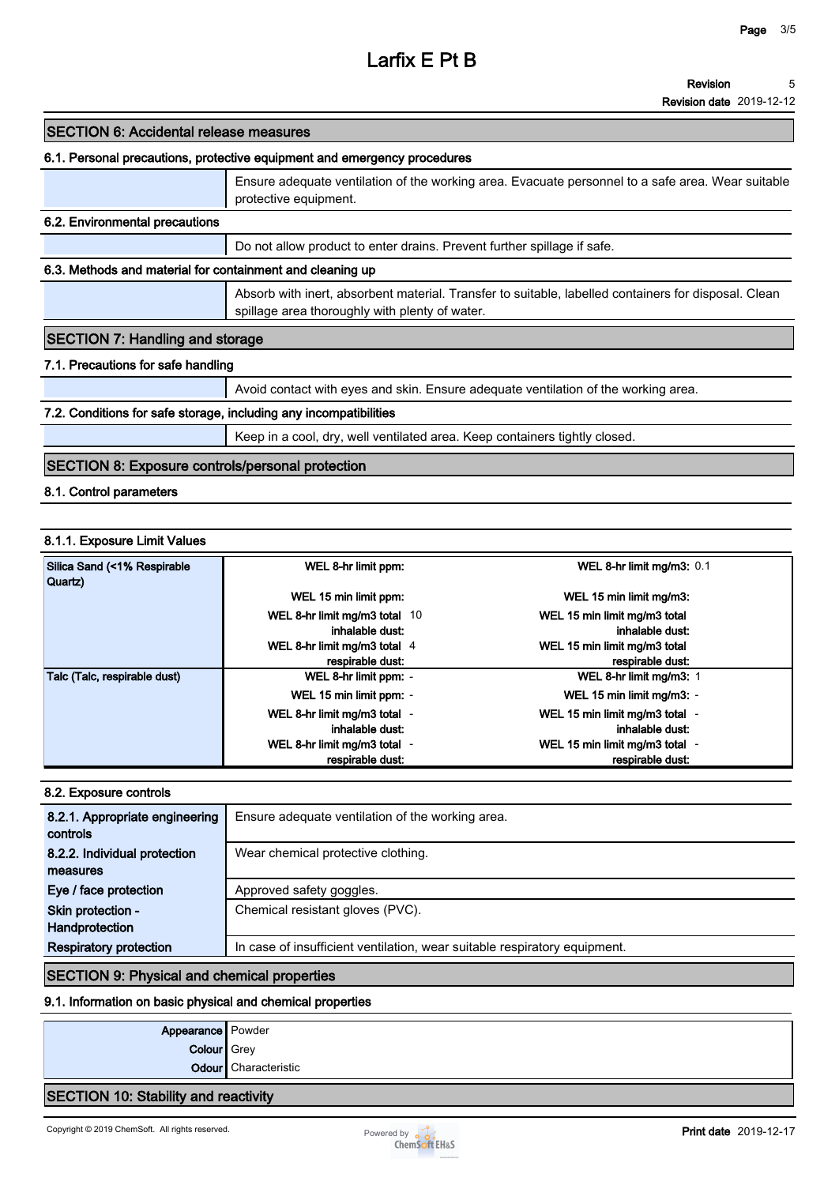# Larfix E Pt B

**Revision** 5
**Revision date** 2019-12-12

## SECTION 6: Accidental release measures

### 6.1. Personal precautions, protective equipment and emergency procedures

Ensure adequate ventilation of the working area. Evacuate personnel to a safe area. Wear suitable protective equipment.

### 6.2. Environmental precautions

Do not allow product to enter drains. Prevent further spillage if safe.

### 6.3. Methods and material for containment and cleaning up

Absorb with inert, absorbent material. Transfer to suitable, labelled containers for disposal. Clean spillage area thoroughly with plenty of water.

## SECTION 7: Handling and storage

### 7.1. Precautions for safe handling

Avoid contact with eyes and skin. Ensure adequate ventilation of the working area.

### 7.2. Conditions for safe storage, including any incompatibilities

Keep in a cool, dry, well ventilated area. Keep containers tightly closed.

## SECTION 8: Exposure controls/personal protection

### 8.1. Control parameters

#### 8.1.1. Exposure Limit Values

| Substance | Parameter | Value | Parameter | Value |
|---|---|---|---|---|
| Silica Sand (<1% Respirable Quartz) | WEL 8-hr limit ppm: | | WEL 8-hr limit mg/m3: | 0.1 |
| | WEL 15 min limit ppm: | | WEL 15 min limit mg/m3: | |
| | WEL 8-hr limit mg/m3 total inhalable dust: | 10 | WEL 15 min limit mg/m3 total inhalable dust: | |
| | WEL 8-hr limit mg/m3 total respirable dust: | 4 | WEL 15 min limit mg/m3 total respirable dust: | |
| Talc (Talc, respirable dust) | WEL 8-hr limit ppm: | - | WEL 8-hr limit mg/m3: | 1 |
| | WEL 15 min limit ppm: | - | WEL 15 min limit mg/m3: | - |
| | WEL 8-hr limit mg/m3 total inhalable dust: | - | WEL 15 min limit mg/m3 total inhalable dust: | - |
| | WEL 8-hr limit mg/m3 total respirable dust: | - | WEL 15 min limit mg/m3 total respirable dust: | - |

### 8.2. Exposure controls

| | |
|---|---|
| **8.2.1. Appropriate engineering controls** | Ensure adequate ventilation of the working area. |
| **8.2.2. Individual protection measures** | Wear chemical protective clothing. |
| **Eye / face protection** | Approved safety goggles. |
| **Skin protection - Handprotection** | Chemical resistant gloves (PVC). |
| **Respiratory protection** | In case of insufficient ventilation, wear suitable respiratory equipment. |

## SECTION 9: Physical and chemical properties

### 9.1. Information on basic physical and chemical properties

| | |
|---|---|
| **Appearance** | Powder |
| **Colour** | Grey |
| **Odour** | Characteristic |

## SECTION 10: Stability and reactivity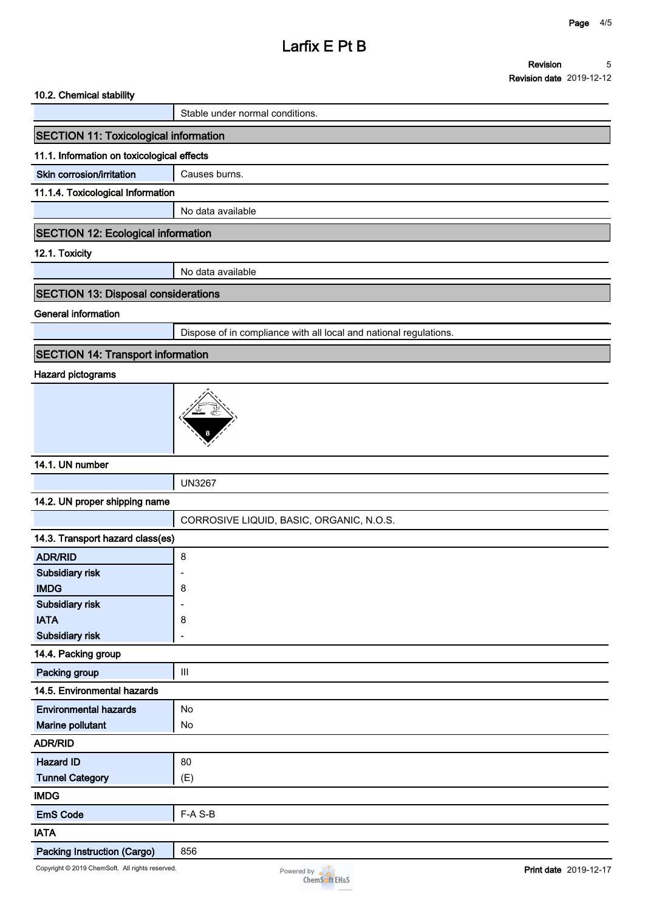### 10.2. Chemical stability

| | |
|---|---|
| | Stable under normal conditions. |

## SECTION 11: Toxicological information

### 11.1. Information on toxicological effects

| | |
|---|---|
| **Skin corrosion/irritation** | Causes burns. |

### 11.1.4. Toxicological Information

| | |
|---|---|
| | No data available |

## SECTION 12: Ecological information

### 12.1. Toxicity

| | |
|---|---|
| | No data available |

## SECTION 13: Disposal considerations

### General information

| | |
|---|---|
| | Dispose of in compliance with all local and national regulations. |

## SECTION 14: Transport information

### Hazard pictograms

### 14.1. UN number

| | |
|---|---|
| | UN3267 |

### 14.2. UN proper shipping name

| | |
|---|---|
| | CORROSIVE LIQUID, BASIC, ORGANIC, N.O.S. |

### 14.3. Transport hazard class(es)

| | |
|---|---|
| **ADR/RID** | 8 |
| **Subsidiary risk** | - |
| **IMDG** | 8 |
| **Subsidiary risk** | - |
| **IATA** | 8 |
| **Subsidiary risk** | - |

### 14.4. Packing group

| | |
|---|---|
| **Packing group** | III |

### 14.5. Environmental hazards

| | |
|---|---|
| **Environmental hazards** | No |
| **Marine pollutant** | No |

### ADR/RID

| | |
|---|---|
| **Hazard ID** | 80 |
| **Tunnel Category** | (E) |

### IMDG

| | |
|---|---|
| **EmS Code** | F-A S-B |

### IATA

| | |
|---|---|
| **Packing Instruction (Cargo)** | 856 |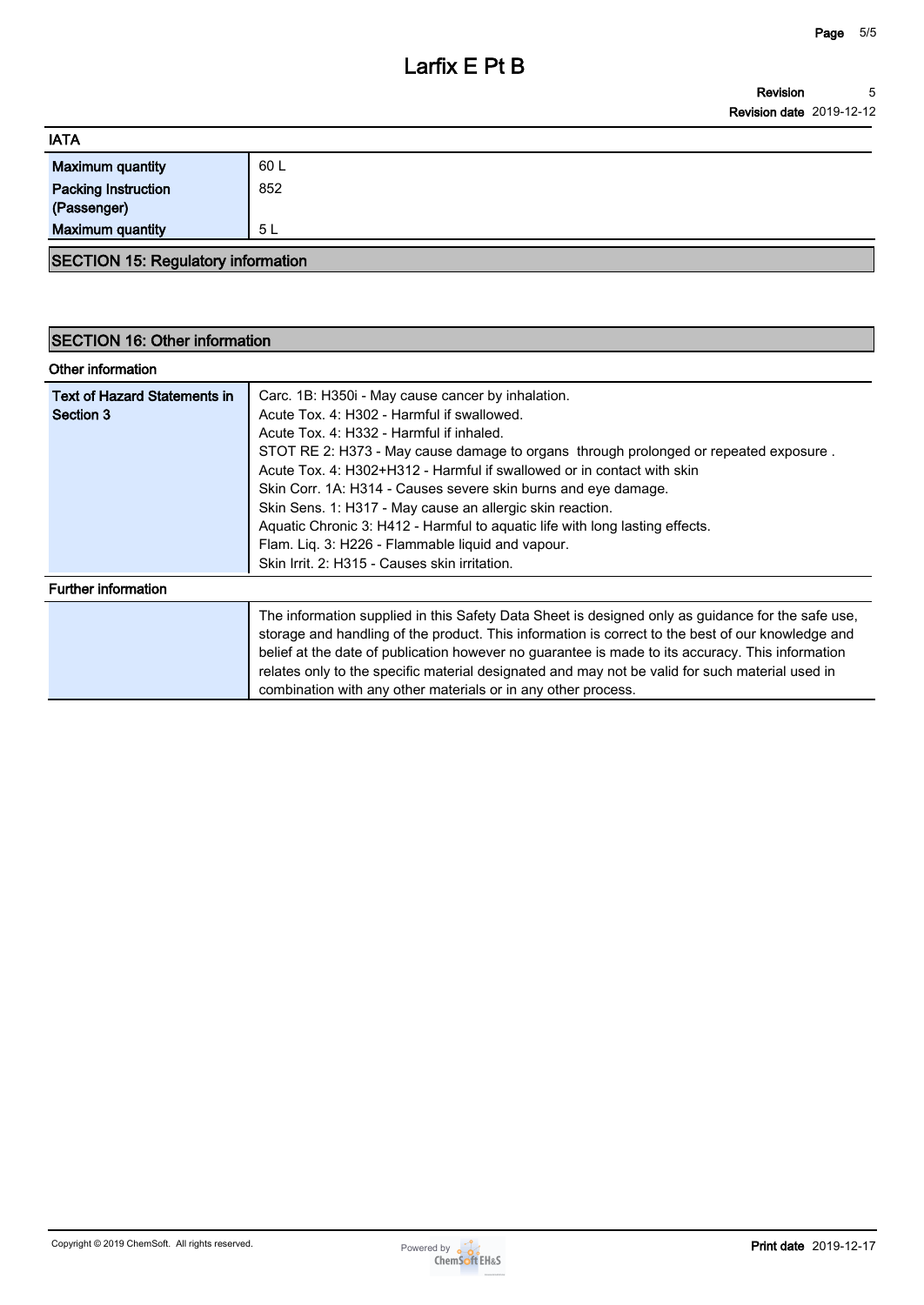### IATA

| | |
|---|---|
| **Maximum quantity** | 60 L |
| **Packing Instruction (Passenger)** | 852 |
| **Maximum quantity** | 5 L |

## SECTION 15: Regulatory information

## SECTION 16: Other information

### Other information

| | |
|---|---|
| **Text of Hazard Statements in Section 3** | Carc. 1B: H350i - May cause cancer by inhalation.<br>Acute Tox. 4: H302 - Harmful if swallowed.<br>Acute Tox. 4: H332 - Harmful if inhaled.<br>STOT RE 2: H373 - May cause damage to organs through prolonged or repeated exposure .<br>Acute Tox. 4: H302+H312 - Harmful if swallowed or in contact with skin<br>Skin Corr. 1A: H314 - Causes severe skin burns and eye damage.<br>Skin Sens. 1: H317 - May cause an allergic skin reaction.<br>Aquatic Chronic 3: H412 - Harmful to aquatic life with long lasting effects.<br>Flam. Liq. 3: H226 - Flammable liquid and vapour.<br>Skin Irrit. 2: H315 - Causes skin irritation. |

### Further information

| | |
|---|---|
| | The information supplied in this Safety Data Sheet is designed only as guidance for the safe use, storage and handling of the product. This information is correct to the best of our knowledge and belief at the date of publication however no guarantee is made to its accuracy. This information relates only to the specific material designated and may not be valid for such material used in combination with any other materials or in any other process. |